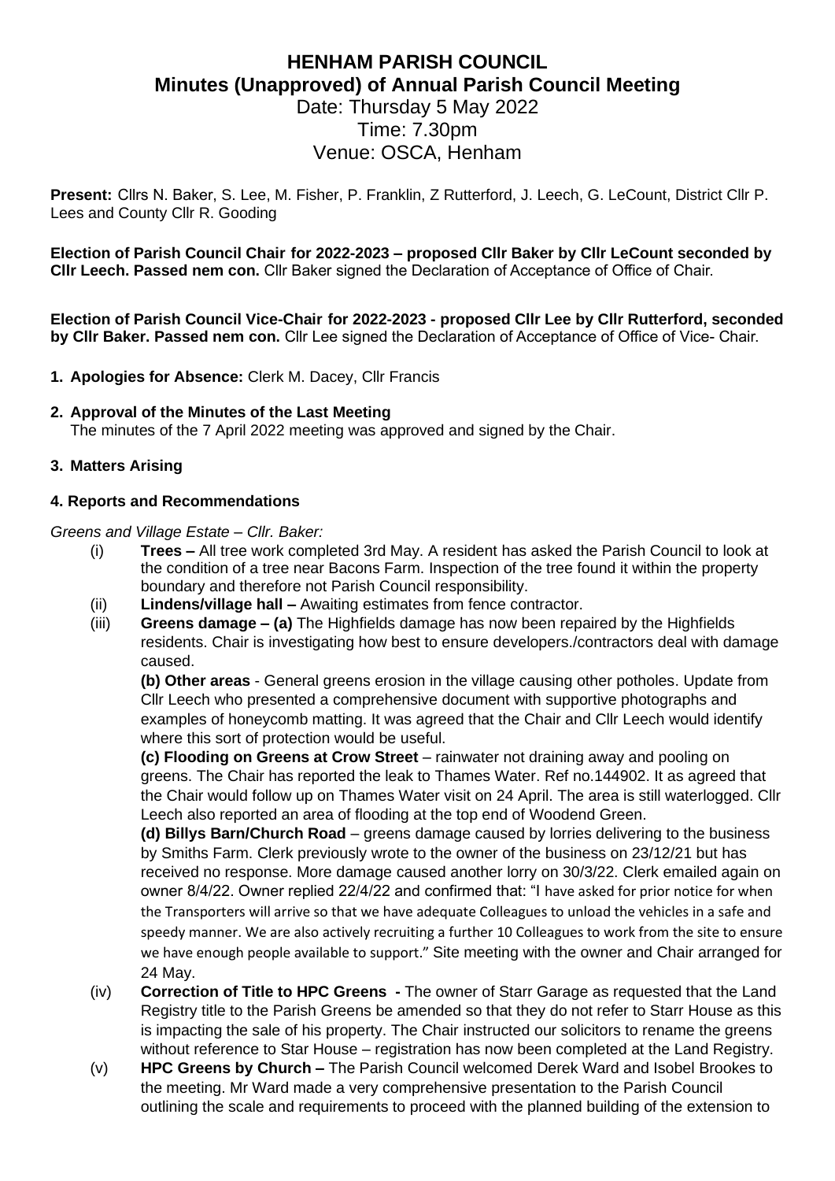# HENHAM PARISH COUNCIL
## Minutes (Unapproved) of Annual Parish Council Meeting

Date: Thursday 5 May 2022
Time: 7.30pm
Venue: OSCA, Henham

**Present:** Cllrs N. Baker, S. Lee, M. Fisher, P. Franklin, Z Rutterford, J. Leech, G. LeCount, District Cllr P. Lees and County Cllr R. Gooding

**Election of Parish Council Chair for 2022-2023 – proposed Cllr Baker by Cllr LeCount seconded by Cllr Leech. Passed nem con.** Cllr Baker signed the Declaration of Acceptance of Office of Chair.

**Election of Parish Council Vice-Chair for 2022-2023 - proposed Cllr Lee by Cllr Rutterford, seconded by Cllr Baker. Passed nem con.** Cllr Lee signed the Declaration of Acceptance of Office of Vice- Chair.

1. **Apologies for Absence:** Clerk M. Dacey, Cllr Francis

2. **Approval of the Minutes of the Last Meeting**
   The minutes of the 7 April 2022 meeting was approved and signed by the Chair.

3. **Matters Arising**

**4. Reports and Recommendations**

*Greens and Village Estate – Cllr. Baker:*

(i) **Trees –** All tree work completed 3rd May. A resident has asked the Parish Council to look at the condition of a tree near Bacons Farm. Inspection of the tree found it within the property boundary and therefore not Parish Council responsibility.

(ii) **Lindens/village hall –** Awaiting estimates from fence contractor.

(iii) **Greens damage – (a)** The Highfields damage has now been repaired by the Highfields residents. Chair is investigating how best to ensure developers./contractors deal with damage caused.

**(b) Other areas** - General greens erosion in the village causing other potholes. Update from Cllr Leech who presented a comprehensive document with supportive photographs and examples of honeycomb matting. It was agreed that the Chair and Cllr Leech would identify where this sort of protection would be useful.

**(c) Flooding on Greens at Crow Street** – rainwater not draining away and pooling on greens. The Chair has reported the leak to Thames Water. Ref no.144902. It as agreed that the Chair would follow up on Thames Water visit on 24 April. The area is still waterlogged. Cllr Leech also reported an area of flooding at the top end of Woodend Green.

**(d) Billys Barn/Church Road** – greens damage caused by lorries delivering to the business by Smiths Farm. Clerk previously wrote to the owner of the business on 23/12/21 but has received no response. More damage caused another lorry on 30/3/22. Clerk emailed again on owner 8/4/22. Owner replied 22/4/22 and confirmed that: "I have asked for prior notice for when the Transporters will arrive so that we have adequate Colleagues to unload the vehicles in a safe and speedy manner. We are also actively recruiting a further 10 Colleagues to work from the site to ensure we have enough people available to support." Site meeting with the owner and Chair arranged for 24 May.

(iv) **Correction of Title to HPC Greens -** The owner of Starr Garage as requested that the Land Registry title to the Parish Greens be amended so that they do not refer to Starr House as this is impacting the sale of his property. The Chair instructed our solicitors to rename the greens without reference to Star House – registration has now been completed at the Land Registry.

(v) **HPC Greens by Church –** The Parish Council welcomed Derek Ward and Isobel Brookes to the meeting. Mr Ward made a very comprehensive presentation to the Parish Council outlining the scale and requirements to proceed with the planned building of the extension to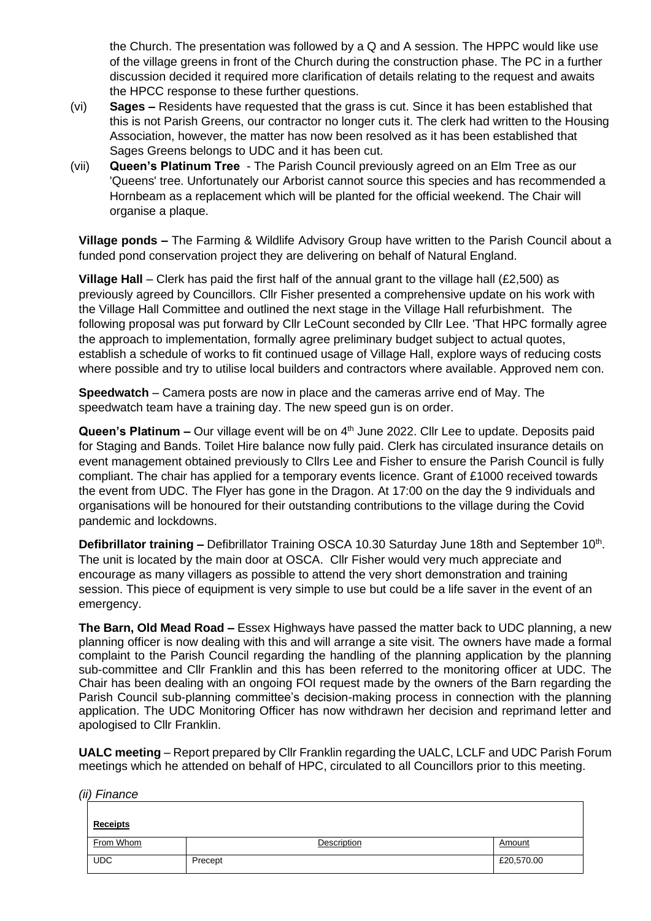the Church. The presentation was followed by a Q and A session. The HPPC would like use of the village greens in front of the Church during the construction phase. The PC in a further discussion decided it required more clarification of details relating to the request and awaits the HPCC response to these further questions.

(vi) **Sages –** Residents have requested that the grass is cut. Since it has been established that this is not Parish Greens, our contractor no longer cuts it. The clerk had written to the Housing Association, however, the matter has now been resolved as it has been established that Sages Greens belongs to UDC and it has been cut.

(vii) **Queen's Platinum Tree** - The Parish Council previously agreed on an Elm Tree as our 'Queens' tree. Unfortunately our Arborist cannot source this species and has recommended a Hornbeam as a replacement which will be planted for the official weekend. The Chair will organise a plaque.

**Village ponds –** The Farming & Wildlife Advisory Group have written to the Parish Council about a funded pond conservation project they are delivering on behalf of Natural England.

**Village Hall** – Clerk has paid the first half of the annual grant to the village hall (£2,500) as previously agreed by Councillors. Cllr Fisher presented a comprehensive update on his work with the Village Hall Committee and outlined the next stage in the Village Hall refurbishment. The following proposal was put forward by Cllr LeCount seconded by Cllr Lee. 'That HPC formally agree the approach to implementation, formally agree preliminary budget subject to actual quotes, establish a schedule of works to fit continued usage of Village Hall, explore ways of reducing costs where possible and try to utilise local builders and contractors where available. Approved nem con.

**Speedwatch** – Camera posts are now in place and the cameras arrive end of May. The speedwatch team have a training day. The new speed gun is on order.

**Queen's Platinum –** Our village event will be on 4th June 2022. Cllr Lee to update. Deposits paid for Staging and Bands. Toilet Hire balance now fully paid. Clerk has circulated insurance details on event management obtained previously to Cllrs Lee and Fisher to ensure the Parish Council is fully compliant. The chair has applied for a temporary events licence. Grant of £1000 received towards the event from UDC. The Flyer has gone in the Dragon. At 17:00 on the day the 9 individuals and organisations will be honoured for their outstanding contributions to the village during the Covid pandemic and lockdowns.

**Defibrillator training –** Defibrillator Training OSCA 10.30 Saturday June 18th and September 10th. The unit is located by the main door at OSCA. Cllr Fisher would very much appreciate and encourage as many villagers as possible to attend the very short demonstration and training session. This piece of equipment is very simple to use but could be a life saver in the event of an emergency.

**The Barn, Old Mead Road –** Essex Highways have passed the matter back to UDC planning, a new planning officer is now dealing with this and will arrange a site visit. The owners have made a formal complaint to the Parish Council regarding the handling of the planning application by the planning sub-committee and Cllr Franklin and this has been referred to the monitoring officer at UDC. The Chair has been dealing with an ongoing FOI request made by the owners of the Barn regarding the Parish Council sub-planning committee's decision-making process in connection with the planning application. The UDC Monitoring Officer has now withdrawn her decision and reprimand letter and apologised to Cllr Franklin.

**UALC meeting** – Report prepared by Cllr Franklin regarding the UALC, LCLF and UDC Parish Forum meetings which he attended on behalf of HPC, circulated to all Councillors prior to this meeting.

*(ii) Finance*

| **Receipts** | | |
|---|---|---|
| From Whom | Description | Amount |
| UDC | Precept | £20,570.00 |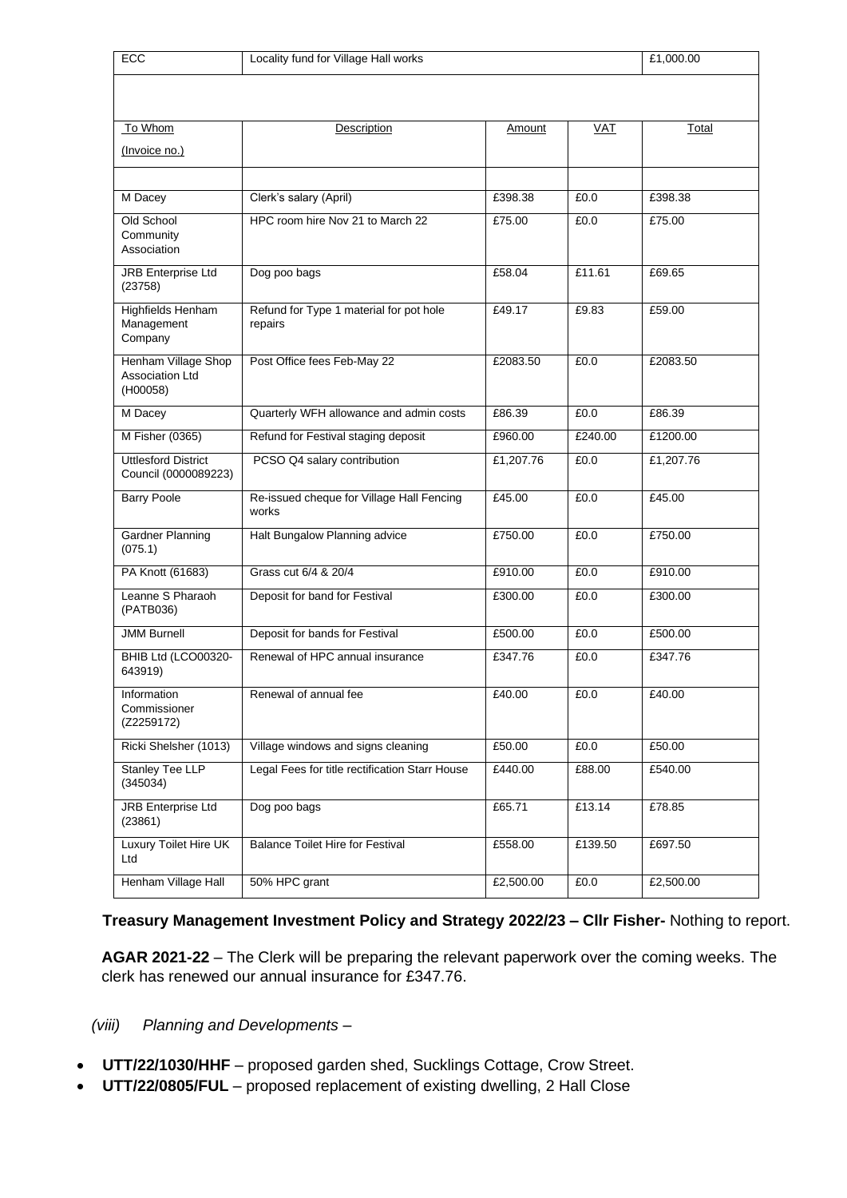| ECC | Locality fund for Village Hall works | | | £1,000.00 |
|---|---|---|---|---|

| To Whom<br>(Invoice no.) | Description | Amount | VAT | Total |
|---|---|---|---|---|
| | | | | |
| M Dacey | Clerk's salary (April) | £398.38 | £0.0 | £398.38 |
| Old School Community Association | HPC room hire Nov 21 to March 22 | £75.00 | £0.0 | £75.00 |
| JRB Enterprise Ltd (23758) | Dog poo bags | £58.04 | £11.61 | £69.65 |
| Highfields Henham Management Company | Refund for Type 1 material for pot hole repairs | £49.17 | £9.83 | £59.00 |
| Henham Village Shop Association Ltd (H00058) | Post Office fees Feb-May 22 | £2083.50 | £0.0 | £2083.50 |
| M Dacey | Quarterly WFH allowance and admin costs | £86.39 | £0.0 | £86.39 |
| M Fisher (0365) | Refund for Festival staging deposit | £960.00 | £240.00 | £1200.00 |
| Uttlesford District Council (0000089223) | PCSO Q4 salary contribution | £1,207.76 | £0.0 | £1,207.76 |
| Barry Poole | Re-issued cheque for Village Hall Fencing works | £45.00 | £0.0 | £45.00 |
| Gardner Planning (075.1) | Halt Bungalow Planning advice | £750.00 | £0.0 | £750.00 |
| PA Knott (61683) | Grass cut 6/4 & 20/4 | £910.00 | £0.0 | £910.00 |
| Leanne S Pharaoh (PATB036) | Deposit for band for Festival | £300.00 | £0.0 | £300.00 |
| JMM Burnell | Deposit for bands for Festival | £500.00 | £0.0 | £500.00 |
| BHIB Ltd (LCO00320-643919) | Renewal of HPC annual insurance | £347.76 | £0.0 | £347.76 |
| Information Commissioner (Z2259172) | Renewal of annual fee | £40.00 | £0.0 | £40.00 |
| Ricki Shelsher (1013) | Village windows and signs cleaning | £50.00 | £0.0 | £50.00 |
| Stanley Tee LLP (345034) | Legal Fees for title rectification Starr House | £440.00 | £88.00 | £540.00 |
| JRB Enterprise Ltd (23861) | Dog poo bags | £65.71 | £13.14 | £78.85 |
| Luxury Toilet Hire UK Ltd | Balance Toilet Hire for Festival | £558.00 | £139.50 | £697.50 |
| Henham Village Hall | 50% HPC grant | £2,500.00 | £0.0 | £2,500.00 |

**Treasury Management Investment Policy and Strategy 2022/23 – Cllr Fisher-** Nothing to report.

**AGAR 2021-22** – The Clerk will be preparing the relevant paperwork over the coming weeks. The clerk has renewed our annual insurance for £347.76.

*(viii) Planning and Developments –*

- **UTT/22/1030/HHF** – proposed garden shed, Sucklings Cottage, Crow Street.
- **UTT/22/0805/FUL** – proposed replacement of existing dwelling, 2 Hall Close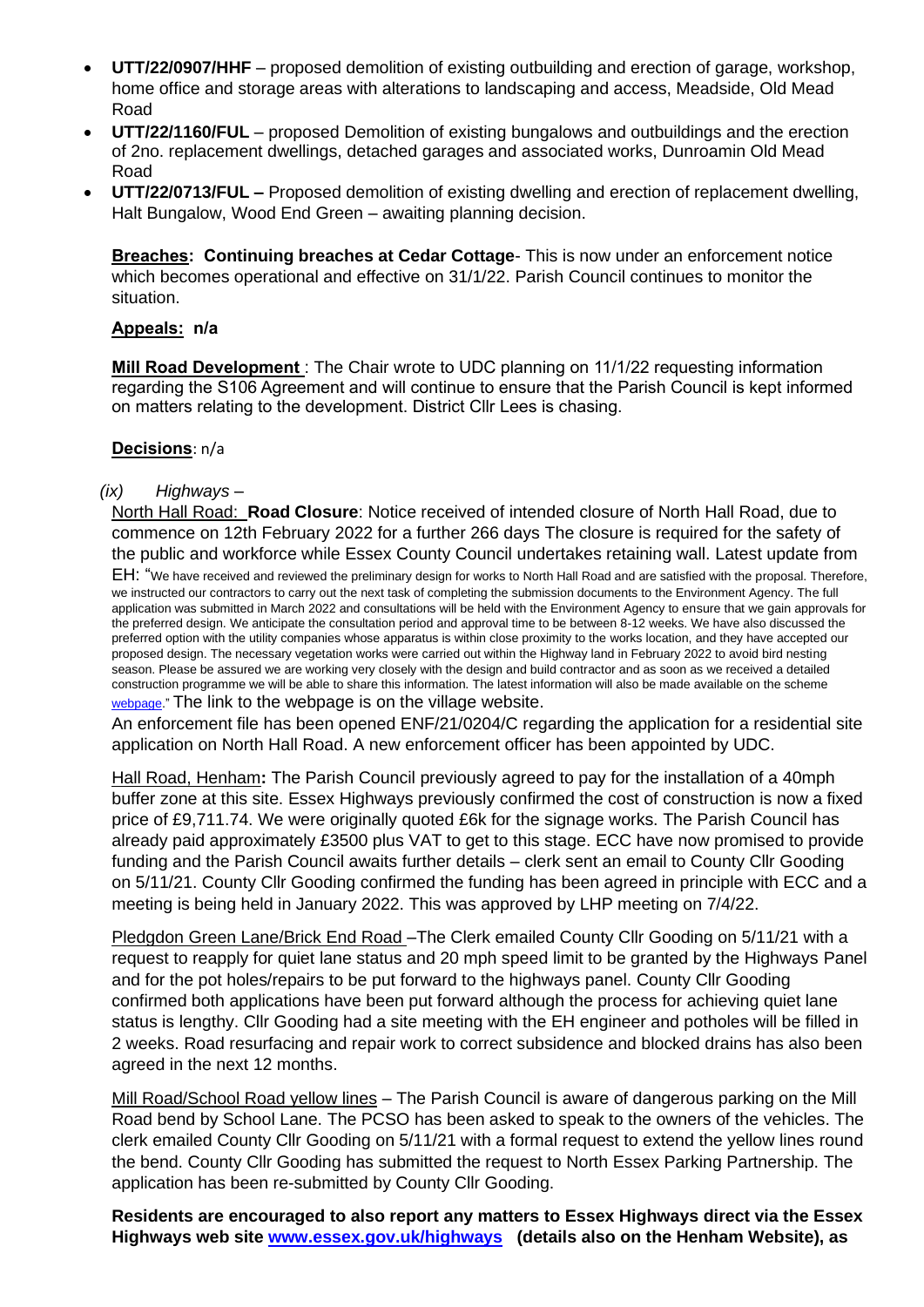- **UTT/22/0907/HHF** – proposed demolition of existing outbuilding and erection of garage, workshop, home office and storage areas with alterations to landscaping and access, Meadside, Old Mead Road
- **UTT/22/1160/FUL** – proposed Demolition of existing bungalows and outbuildings and the erection of 2no. replacement dwellings, detached garages and associated works, Dunroamin Old Mead Road
- **UTT/22/0713/FUL –** Proposed demolition of existing dwelling and erection of replacement dwelling, Halt Bungalow, Wood End Green – awaiting planning decision.

**Breaches: Continuing breaches at Cedar Cottage**- This is now under an enforcement notice which becomes operational and effective on 31/1/22. Parish Council continues to monitor the situation.

**Appeals: n/a**

**Mill Road Development** : The Chair wrote to UDC planning on 11/1/22 requesting information regarding the S106 Agreement and will continue to ensure that the Parish Council is kept informed on matters relating to the development. District Cllr Lees is chasing.

**Decisions**: n/a

*(ix) Highways* –

North Hall Road: **Road Closure**: Notice received of intended closure of North Hall Road, due to commence on 12th February 2022 for a further 266 days The closure is required for the safety of the public and workforce while Essex County Council undertakes retaining wall. Latest update from EH: "We have received and reviewed the preliminary design for works to North Hall Road and are satisfied with the proposal. Therefore, we instructed our contractors to carry out the next task of completing the submission documents to the Environment Agency. The full application was submitted in March 2022 and consultations will be held with the Environment Agency to ensure that we gain approvals for the preferred design. We anticipate the consultation period and approval time to be between 8-12 weeks. We have also discussed the preferred option with the utility companies whose apparatus is within close proximity to the works location, and they have accepted our proposed design. The necessary vegetation works were carried out within the Highway land in February 2022 to avoid bird nesting season. Please be assured we are working very closely with the design and build contractor and as soon as we received a detailed construction programme we will be able to share this information. The latest information will also be made available on the scheme webpage." The link to the webpage is on the village website.

An enforcement file has been opened ENF/21/0204/C regarding the application for a residential site application on North Hall Road. A new enforcement officer has been appointed by UDC.

Hall Road, Henham**:** The Parish Council previously agreed to pay for the installation of a 40mph buffer zone at this site. Essex Highways previously confirmed the cost of construction is now a fixed price of £9,711.74. We were originally quoted £6k for the signage works. The Parish Council has already paid approximately £3500 plus VAT to get to this stage. ECC have now promised to provide funding and the Parish Council awaits further details – clerk sent an email to County Cllr Gooding on 5/11/21. County Cllr Gooding confirmed the funding has been agreed in principle with ECC and a meeting is being held in January 2022. This was approved by LHP meeting on 7/4/22.

Pledgdon Green Lane/Brick End Road –The Clerk emailed County Cllr Gooding on 5/11/21 with a request to reapply for quiet lane status and 20 mph speed limit to be granted by the Highways Panel and for the pot holes/repairs to be put forward to the highways panel. County Cllr Gooding confirmed both applications have been put forward although the process for achieving quiet lane status is lengthy. Cllr Gooding had a site meeting with the EH engineer and potholes will be filled in 2 weeks. Road resurfacing and repair work to correct subsidence and blocked drains has also been agreed in the next 12 months.

Mill Road/School Road yellow lines – The Parish Council is aware of dangerous parking on the Mill Road bend by School Lane. The PCSO has been asked to speak to the owners of the vehicles. The clerk emailed County Cllr Gooding on 5/11/21 with a formal request to extend the yellow lines round the bend. County Cllr Gooding has submitted the request to North Essex Parking Partnership. The application has been re-submitted by County Cllr Gooding.

**Residents are encouraged to also report any matters to Essex Highways direct via the Essex Highways web site www.essex.gov.uk/highways (details also on the Henham Website), as**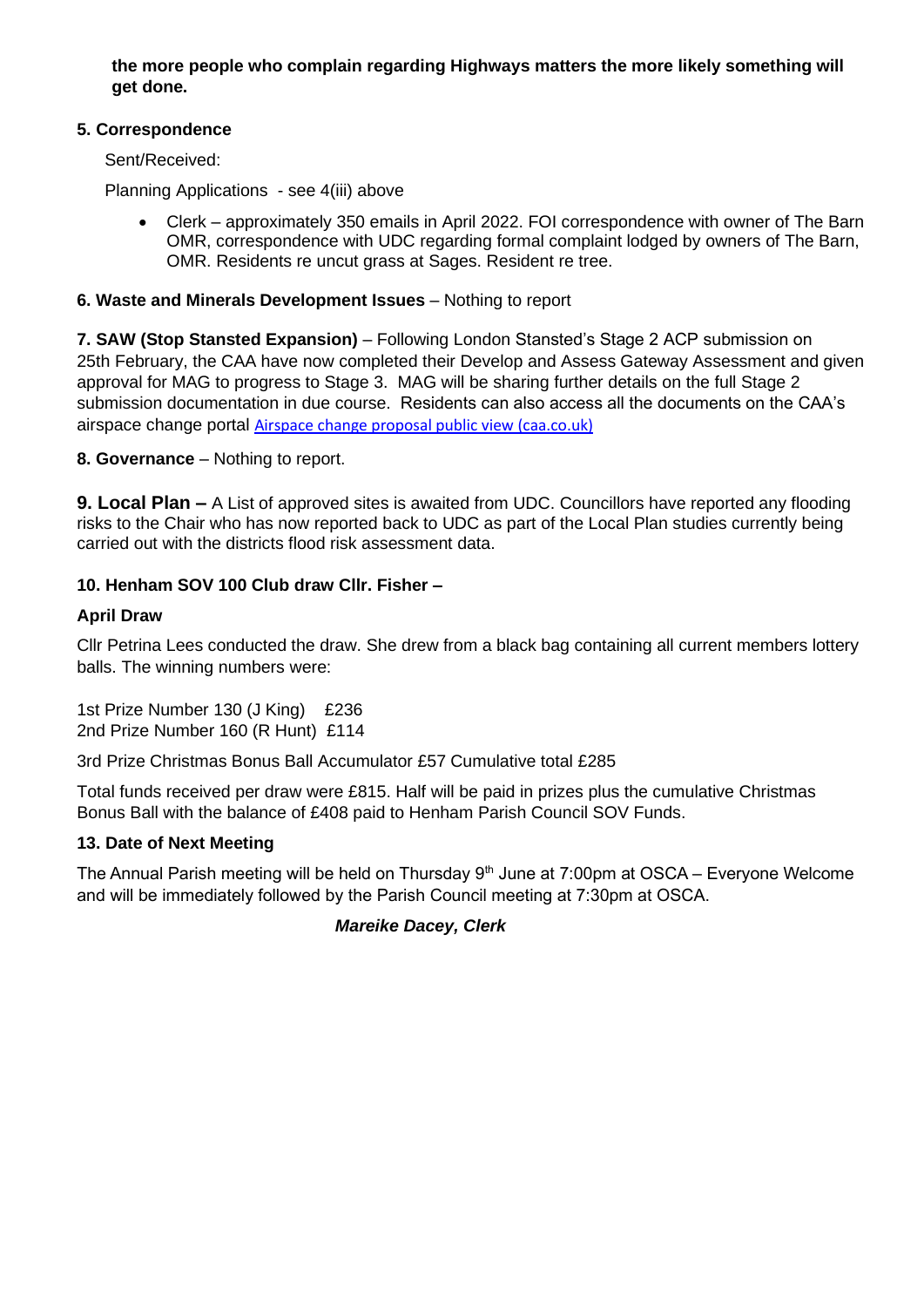**the more people who complain regarding Highways matters the more likely something will get done.**

**5. Correspondence**

Sent/Received:

Planning Applications - see 4(iii) above

- Clerk – approximately 350 emails in April 2022. FOI correspondence with owner of The Barn OMR, correspondence with UDC regarding formal complaint lodged by owners of The Barn, OMR. Residents re uncut grass at Sages. Resident re tree.

**6. Waste and Minerals Development Issues** – Nothing to report

**7. SAW (Stop Stansted Expansion)** – Following London Stansted's Stage 2 ACP submission on 25th February, the CAA have now completed their Develop and Assess Gateway Assessment and given approval for MAG to progress to Stage 3. MAG will be sharing further details on the full Stage 2 submission documentation in due course. Residents can also access all the documents on the CAA's airspace change portal Airspace change proposal public view (caa.co.uk)

**8. Governance** – Nothing to report.

**9. Local Plan –** A List of approved sites is awaited from UDC. Councillors have reported any flooding risks to the Chair who has now reported back to UDC as part of the Local Plan studies currently being carried out with the districts flood risk assessment data.

**10. Henham SOV 100 Club draw Cllr. Fisher –**

**April Draw**

Cllr Petrina Lees conducted the draw. She drew from a black bag containing all current members lottery balls. The winning numbers were:

1st Prize Number 130 (J King) £236
2nd Prize Number 160 (R Hunt) £114

3rd Prize Christmas Bonus Ball Accumulator £57 Cumulative total £285

Total funds received per draw were £815. Half will be paid in prizes plus the cumulative Christmas Bonus Ball with the balance of £408 paid to Henham Parish Council SOV Funds.

**13. Date of Next Meeting**

The Annual Parish meeting will be held on Thursday 9th June at 7:00pm at OSCA – Everyone Welcome and will be immediately followed by the Parish Council meeting at 7:30pm at OSCA.

***Mareike Dacey, Clerk***